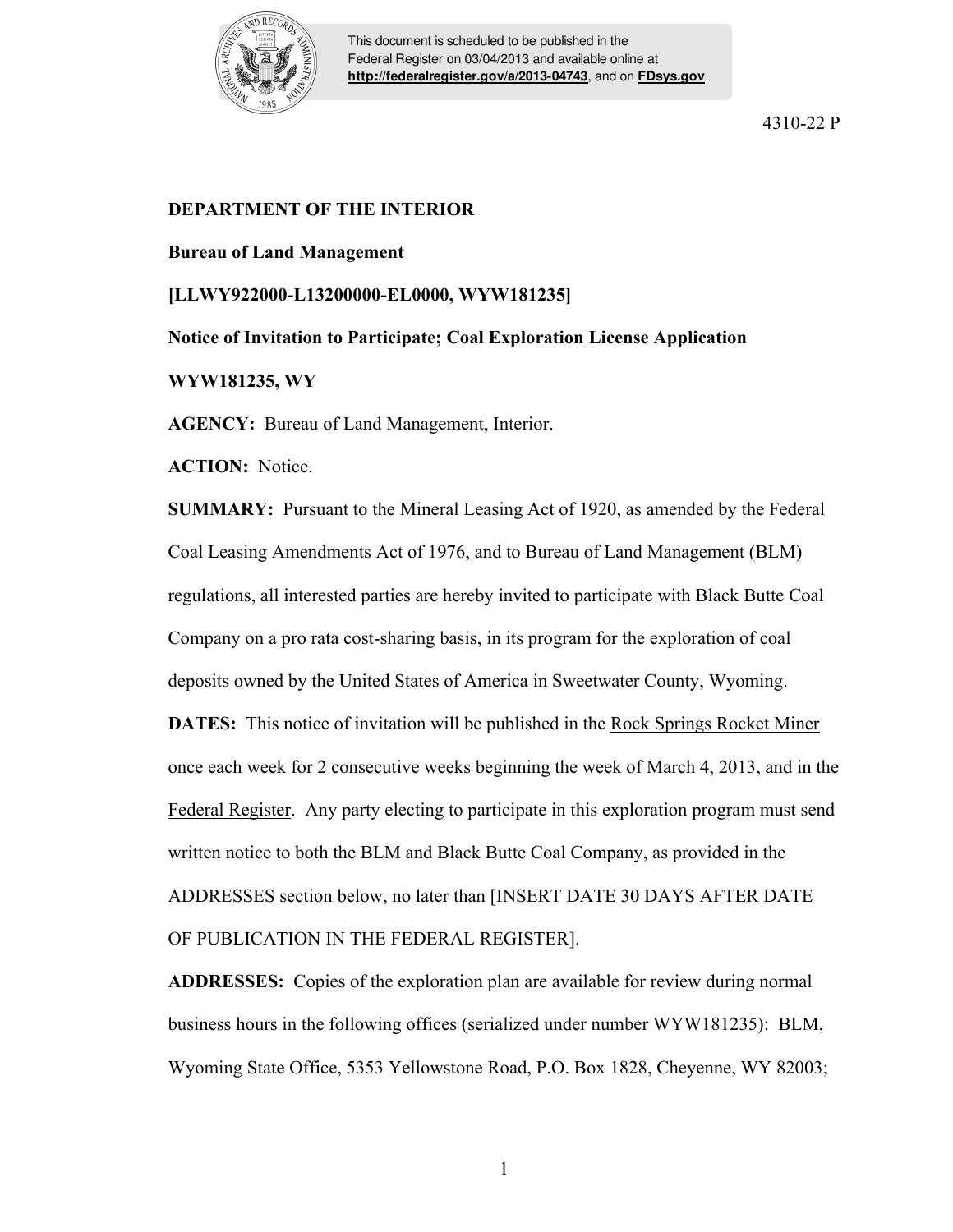This document is scheduled to be published in the Federal Register on 03/04/2013 and available online at http://federalregister.gov/a/2013-04743, and on FDsys.gov

4310-22 P

**DEPARTMENT OF THE INTERIOR**

**Bureau of Land Management**

**[LLWY922000-L13200000-EL0000, WYW181235]**

**Notice of Invitation to Participate; Coal Exploration License Application WYW181235, WY**

**AGENCY:** Bureau of Land Management, Interior.

**ACTION:** Notice.

**SUMMARY:** Pursuant to the Mineral Leasing Act of 1920, as amended by the Federal Coal Leasing Amendments Act of 1976, and to Bureau of Land Management (BLM) regulations, all interested parties are hereby invited to participate with Black Butte Coal Company on a pro rata cost-sharing basis, in its program for the exploration of coal deposits owned by the United States of America in Sweetwater County, Wyoming.

**DATES:** This notice of invitation will be published in the Rock Springs Rocket Miner once each week for 2 consecutive weeks beginning the week of March 4, 2013, and in the Federal Register. Any party electing to participate in this exploration program must send written notice to both the BLM and Black Butte Coal Company, as provided in the ADDRESSES section below, no later than [INSERT DATE 30 DAYS AFTER DATE OF PUBLICATION IN THE FEDERAL REGISTER].

**ADDRESSES:** Copies of the exploration plan are available for review during normal business hours in the following offices (serialized under number WYW181235): BLM, Wyoming State Office, 5353 Yellowstone Road, P.O. Box 1828, Cheyenne, WY 82003;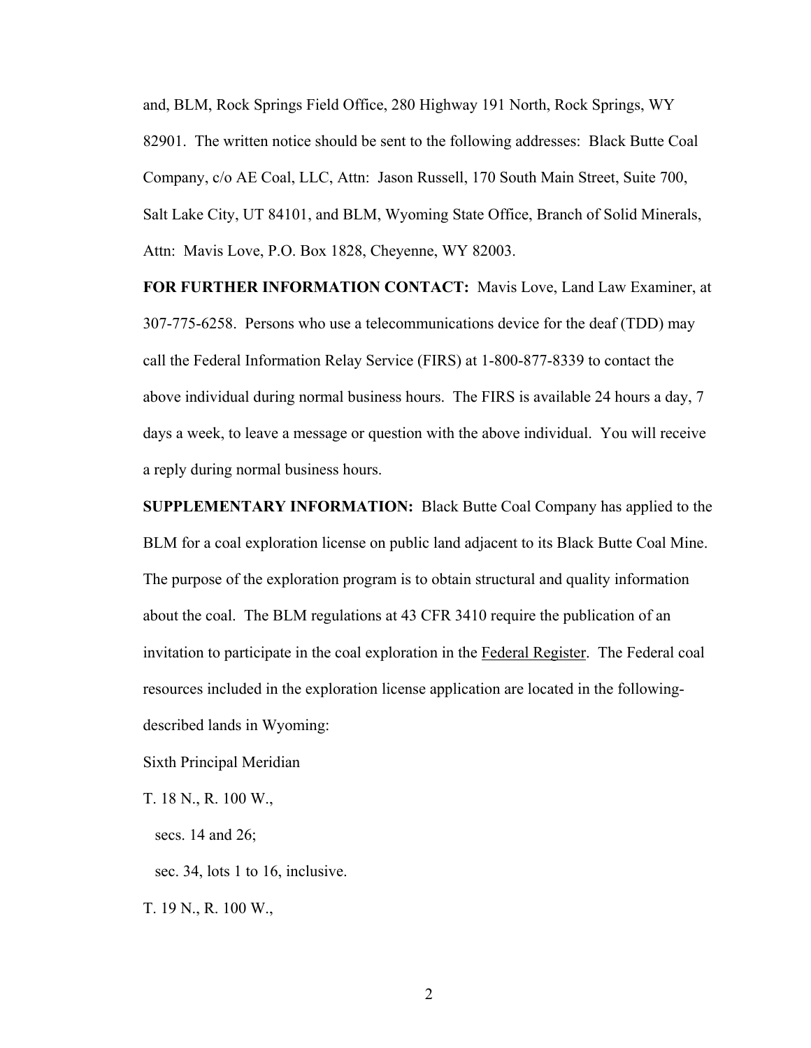and, BLM, Rock Springs Field Office, 280 Highway 191 North, Rock Springs, WY 82901. The written notice should be sent to the following addresses: Black Butte Coal Company, c/o AE Coal, LLC, Attn: Jason Russell, 170 South Main Street, Suite 700, Salt Lake City, UT 84101, and BLM, Wyoming State Office, Branch of Solid Minerals, Attn: Mavis Love, P.O. Box 1828, Cheyenne, WY 82003.

**FOR FURTHER INFORMATION CONTACT:** Mavis Love, Land Law Examiner, at 307-775-6258. Persons who use a telecommunications device for the deaf (TDD) may call the Federal Information Relay Service (FIRS) at 1-800-877-8339 to contact the above individual during normal business hours. The FIRS is available 24 hours a day, 7 days a week, to leave a message or question with the above individual. You will receive a reply during normal business hours.

**SUPPLEMENTARY INFORMATION:** Black Butte Coal Company has applied to the BLM for a coal exploration license on public land adjacent to its Black Butte Coal Mine. The purpose of the exploration program is to obtain structural and quality information about the coal. The BLM regulations at 43 CFR 3410 require the publication of an invitation to participate in the coal exploration in the Federal Register. The Federal coal resources included in the exploration license application are located in the following-described lands in Wyoming:

Sixth Principal Meridian

T. 18 N., R. 100 W.,

secs. 14 and 26;

sec. 34, lots 1 to 16, inclusive.

T. 19 N., R. 100 W.,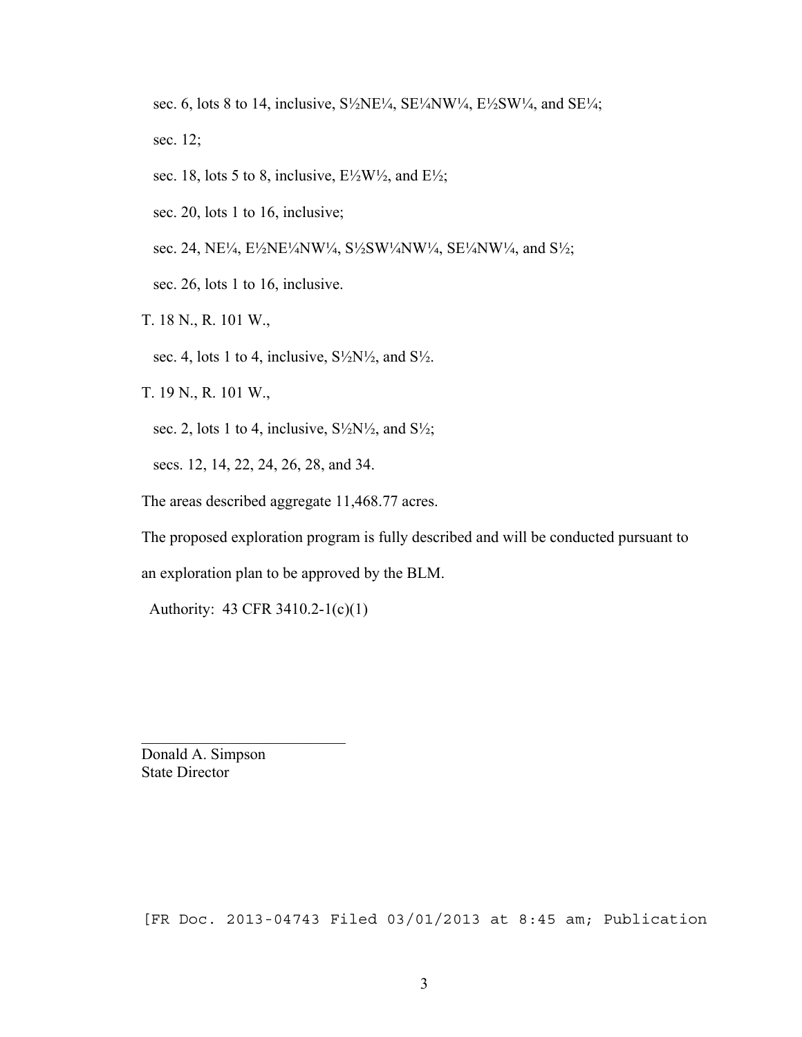sec. 6, lots 8 to 14, inclusive, S½NE¼, SE¼NW¼, E½SW¼, and SE¼;

sec. 12;

sec. 18, lots 5 to 8, inclusive, E½W½, and E½;

sec. 20, lots 1 to 16, inclusive;

sec. 24, NE¼, E½NE¼NW¼, S½SW¼NW¼, SE¼NW¼, and S½;

sec. 26, lots 1 to 16, inclusive.

T. 18 N., R. 101 W.,

sec. 4, lots 1 to 4, inclusive, S½N½, and S½.

T. 19 N., R. 101 W.,

sec. 2, lots 1 to 4, inclusive, S½N½, and S½;

secs. 12, 14, 22, 24, 26, 28, and 34.

The areas described aggregate 11,468.77 acres.

The proposed exploration program is fully described and will be conducted pursuant to an exploration plan to be approved by the BLM.

Authority: 43 CFR 3410.2-1(c)(1)

\_\_\_\_\_\_\_\_\_\_\_\_\_\_\_\_\_\_\_\_\_\_\_\_\_\_

Donald A. Simpson
State Director

[FR Doc. 2013-04743 Filed 03/01/2013 at 8:45 am; Publication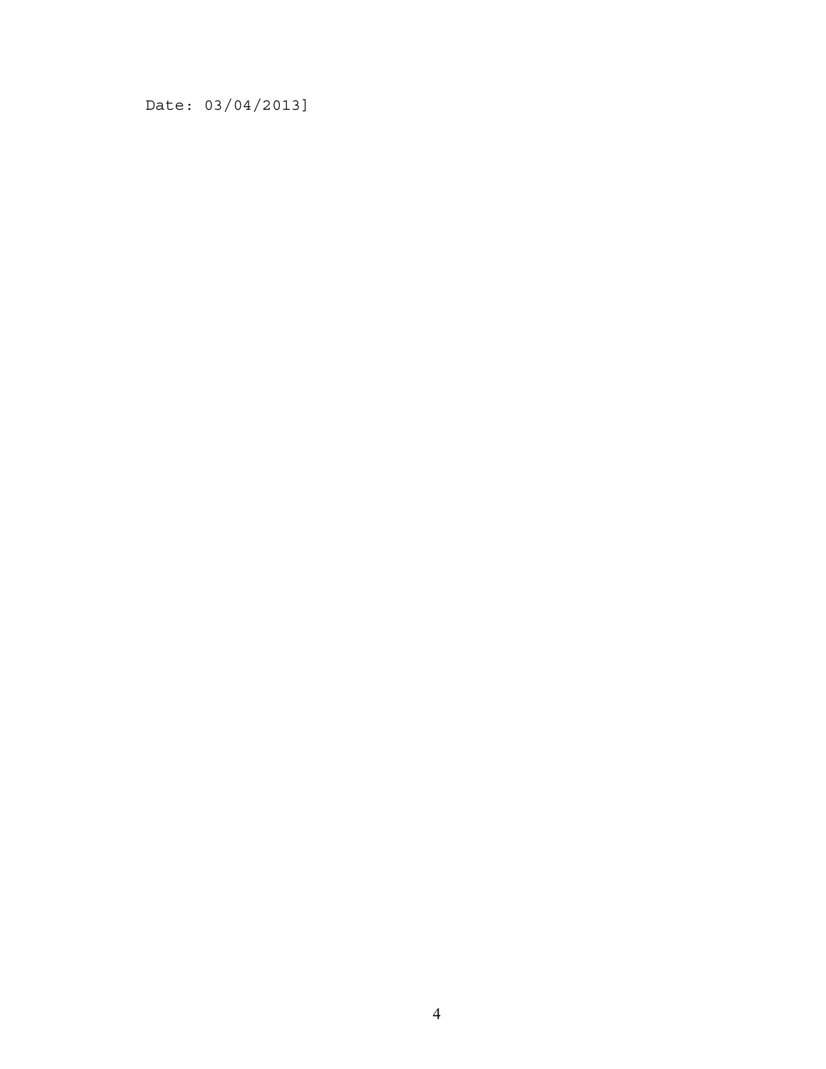Date: 03/04/2013]